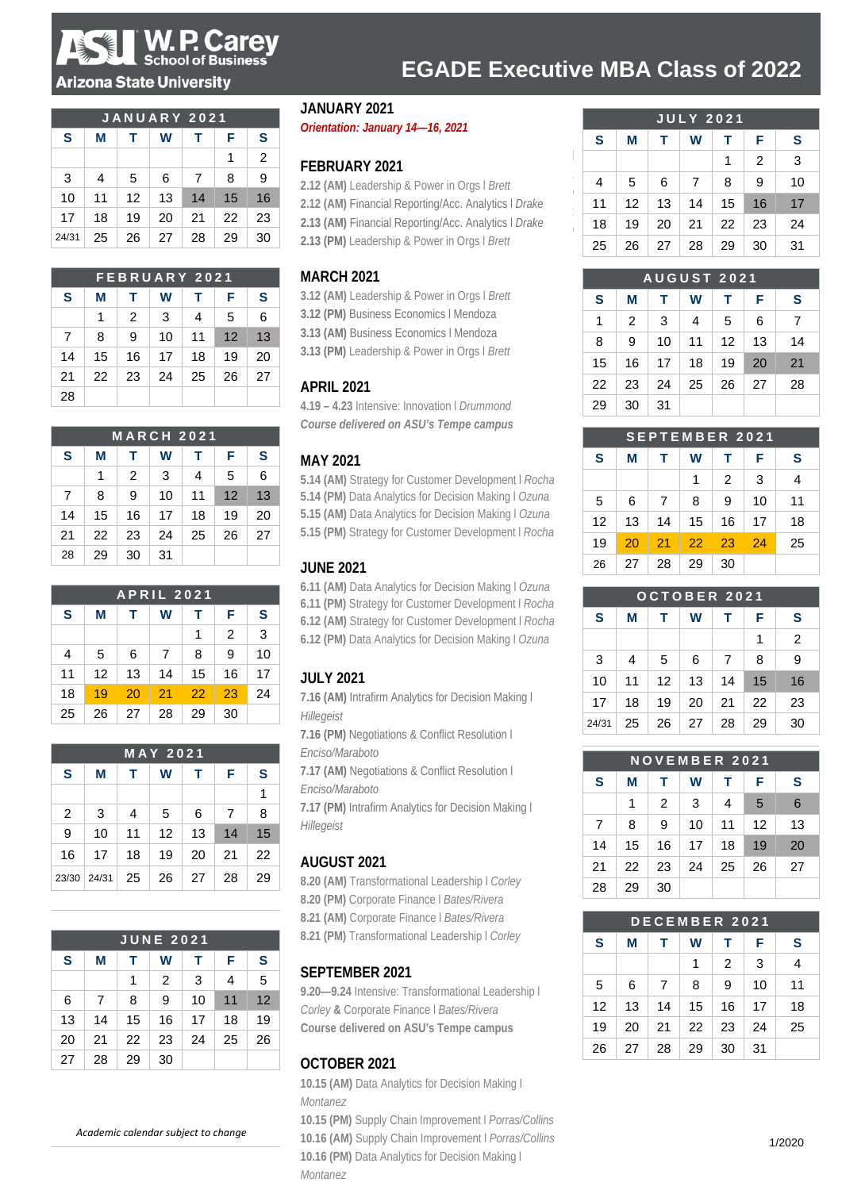ASU W. P. Carey School of Business
Arizona State University

# EGADE Executive MBA Class of 2022

| JANUARY 2021 | | | | | | |
|---|---|---|---|---|---|---|
| S | M | T | W | T | F | S |
| | | | | | 1 | 2 |
| 3 | 4 | 5 | 6 | 7 | 8 | 9 |
| 10 | 11 | 12 | 13 | 14 | 15 | 16 |
| 17 | 18 | 19 | 20 | 21 | 22 | 23 |
| 24/31 | 25 | 26 | 27 | 28 | 29 | 30 |

| FEBRUARY 2021 | | | | | | |
|---|---|---|---|---|---|---|
| S | M | T | W | T | F | S |
| | 1 | 2 | 3 | 4 | 5 | 6 |
| 7 | 8 | 9 | 10 | 11 | 12 | 13 |
| 14 | 15 | 16 | 17 | 18 | 19 | 20 |
| 21 | 22 | 23 | 24 | 25 | 26 | 27 |
| 28 | | | | | | |

| MARCH 2021 | | | | | | |
|---|---|---|---|---|---|---|
| S | M | T | W | T | F | S |
| | 1 | 2 | 3 | 4 | 5 | 6 |
| 7 | 8 | 9 | 10 | 11 | 12 | 13 |
| 14 | 15 | 16 | 17 | 18 | 19 | 20 |
| 21 | 22 | 23 | 24 | 25 | 26 | 27 |
| 28 | 29 | 30 | 31 | | | |

| APRIL 2021 | | | | | | |
|---|---|---|---|---|---|---|
| S | M | T | W | T | F | S |
| | | | | 1 | 2 | 3 |
| 4 | 5 | 6 | 7 | 8 | 9 | 10 |
| 11 | 12 | 13 | 14 | 15 | 16 | 17 |
| 18 | 19 | 20 | 21 | 22 | 23 | 24 |
| 25 | 26 | 27 | 28 | 29 | 30 | |

| MAY 2021 | | | | | | |
|---|---|---|---|---|---|---|
| S | M | T | W | T | F | S |
| | | | | | | 1 |
| 2 | 3 | 4 | 5 | 6 | 7 | 8 |
| 9 | 10 | 11 | 12 | 13 | 14 | 15 |
| 16 | 17 | 18 | 19 | 20 | 21 | 22 |
| 23/30 | 24/31 | 25 | 26 | 27 | 28 | 29 |

| JUNE 2021 | | | | | | |
|---|---|---|---|---|---|---|
| S | M | T | W | T | F | S |
| | | 1 | 2 | 3 | 4 | 5 |
| 6 | 7 | 8 | 9 | 10 | 11 | 12 |
| 13 | 14 | 15 | 16 | 17 | 18 | 19 |
| 20 | 21 | 22 | 23 | 24 | 25 | 26 |
| 27 | 28 | 29 | 30 | | | |

*Academic calendar subject to change*

## JANUARY 2021

*Orientation: January 14—16, 2021*

## FEBRUARY 2021

**2.12 (AM)** Leadership & Power in Orgs I *Brett*
**2.12 (AM)** Financial Reporting/Acc. Analytics I *Drake*
**2.13 (AM)** Financial Reporting/Acc. Analytics I *Drake*
**2.13 (PM)** Leadership & Power in Orgs I *Brett*

## MARCH 2021

**3.12 (AM)** Leadership & Power in Orgs I *Brett*
**3.12 (PM)** Business Economics I Mendoza
**3.13 (AM)** Business Economics I Mendoza
**3.13 (PM)** Leadership & Power in Orgs I *Brett*

## APRIL 2021

**4.19 – 4.23** Intensive: Innovation I *Drummond*
*Course delivered on ASU's Tempe campus*

## MAY 2021

**5.14 (AM)** Strategy for Customer Development I *Rocha*
**5.14 (PM)** Data Analytics for Decision Making I *Ozuna*
**5.15 (AM)** Data Analytics for Decision Making I *Ozuna*
**5.15 (PM)** Strategy for Customer Development I *Rocha*

## JUNE 2021

**6.11 (AM)** Data Analytics for Decision Making I *Ozuna*
**6.11 (PM)** Strategy for Customer Development I *Rocha*
**6.12 (AM)** Strategy for Customer Development I *Rocha*
**6.12 (PM)** Data Analytics for Decision Making I *Ozuna*

## JULY 2021

**7.16 (AM)** Intrafirm Analytics for Decision Making I *Hillegeist*
**7.16 (PM)** Negotiations & Conflict Resolution I *Enciso/Maraboto*
**7.17 (AM)** Negotiations & Conflict Resolution I *Enciso/Maraboto*
**7.17 (PM)** Intrafirm Analytics for Decision Making I *Hillegeist*

## AUGUST 2021

**8.20 (AM)** Transformational Leadership I *Corley*
**8.20 (PM)** Corporate Finance I *Bates/Rivera*
**8.21 (AM)** Corporate Finance I *Bates/Rivera*
**8.21 (PM)** Transformational Leadership I *Corley*

## SEPTEMBER 2021

**9.20—9.24** Intensive: Transformational Leadership I *Corley* **&** Corporate Finance I *Bates/Rivera*
**Course delivered on ASU's Tempe campus**

## OCTOBER 2021

**10.15 (AM)** Data Analytics for Decision Making I *Montanez*
**10.15 (PM)** Supply Chain Improvement I *Porras/Collins*
**10.16 (AM)** Supply Chain Improvement I *Porras/Collins*
**10.16 (PM)** Data Analytics for Decision Making I *Montanez*

| JULY 2021 | | | | | | |
|---|---|---|---|---|---|---|
| S | M | T | W | T | F | S |
| | | | | 1 | 2 | 3 |
| 4 | 5 | 6 | 7 | 8 | 9 | 10 |
| 11 | 12 | 13 | 14 | 15 | 16 | 17 |
| 18 | 19 | 20 | 21 | 22 | 23 | 24 |
| 25 | 26 | 27 | 28 | 29 | 30 | 31 |

| AUGUST 2021 | | | | | | |
|---|---|---|---|---|---|---|
| S | M | T | W | T | F | S |
| 1 | 2 | 3 | 4 | 5 | 6 | 7 |
| 8 | 9 | 10 | 11 | 12 | 13 | 14 |
| 15 | 16 | 17 | 18 | 19 | 20 | 21 |
| 22 | 23 | 24 | 25 | 26 | 27 | 28 |
| 29 | 30 | 31 | | | | |

| SEPTEMBER 2021 | | | | | | |
|---|---|---|---|---|---|---|
| S | M | T | W | T | F | S |
| | | | 1 | 2 | 3 | 4 |
| 5 | 6 | 7 | 8 | 9 | 10 | 11 |
| 12 | 13 | 14 | 15 | 16 | 17 | 18 |
| 19 | 20 | 21 | 22 | 23 | 24 | 25 |
| 26 | 27 | 28 | 29 | 30 | | |

| OCTOBER 2021 | | | | | | |
|---|---|---|---|---|---|---|
| S | M | T | W | T | F | S |
| | | | | | 1 | 2 |
| 3 | 4 | 5 | 6 | 7 | 8 | 9 |
| 10 | 11 | 12 | 13 | 14 | 15 | 16 |
| 17 | 18 | 19 | 20 | 21 | 22 | 23 |
| 24/31 | 25 | 26 | 27 | 28 | 29 | 30 |

| NOVEMBER 2021 | | | | | | |
|---|---|---|---|---|---|---|
| S | M | T | W | T | F | S |
| | 1 | 2 | 3 | 4 | 5 | 6 |
| 7 | 8 | 9 | 10 | 11 | 12 | 13 |
| 14 | 15 | 16 | 17 | 18 | 19 | 20 |
| 21 | 22 | 23 | 24 | 25 | 26 | 27 |
| 28 | 29 | 30 | | | | |

| DECEMBER 2021 | | | | | | |
|---|---|---|---|---|---|---|
| S | M | T | W | T | F | S |
| | | | 1 | 2 | 3 | 4 |
| 5 | 6 | 7 | 8 | 9 | 10 | 11 |
| 12 | 13 | 14 | 15 | 16 | 17 | 18 |
| 19 | 20 | 21 | 22 | 23 | 24 | 25 |
| 26 | 27 | 28 | 29 | 30 | 31 | |

1/2020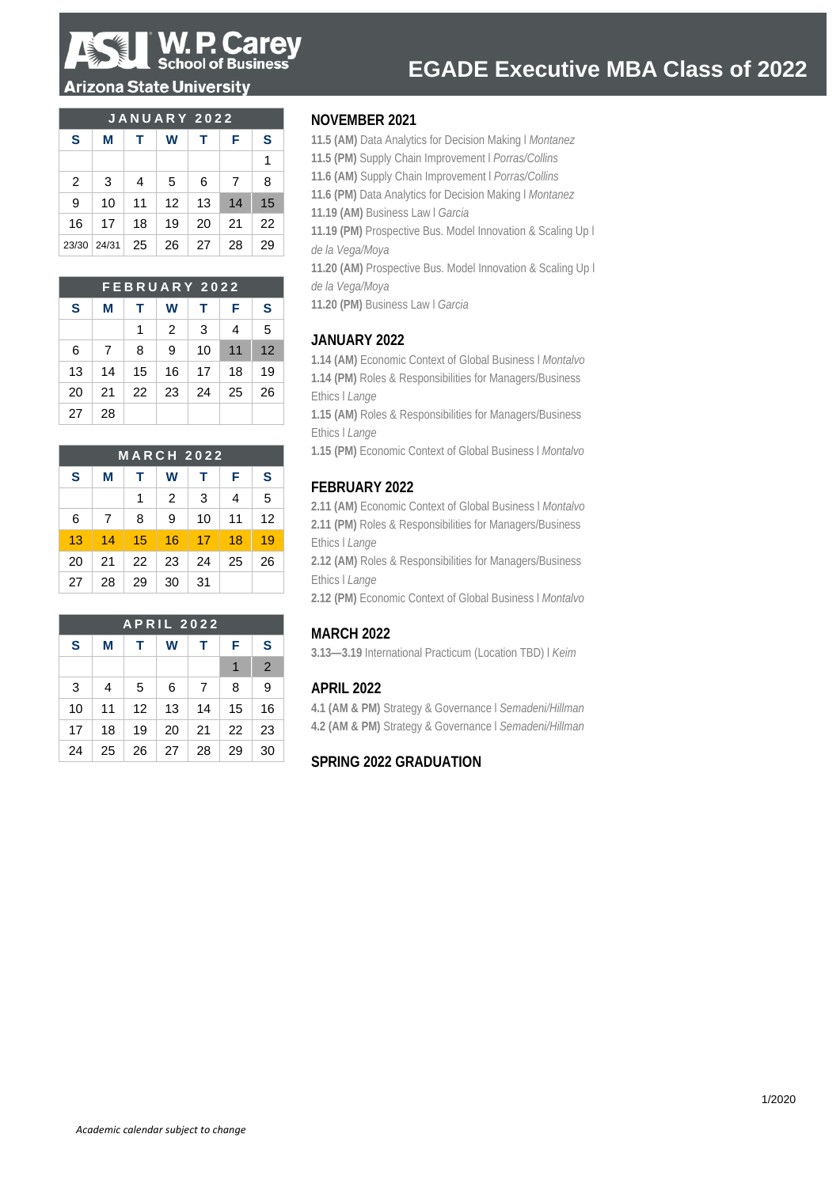# EGADE Executive MBA Class of 2022

| JANUARY 2022 | | | | | | |
|---|---|---|---|---|---|---|
| S | M | T | W | T | F | S |
| | | | | | | 1 |
| 2 | 3 | 4 | 5 | 6 | 7 | 8 |
| 9 | 10 | 11 | 12 | 13 | 14 | 15 |
| 16 | 17 | 18 | 19 | 20 | 21 | 22 |
| 23/30 | 24/31 | 25 | 26 | 27 | 28 | 29 |

| FEBRUARY 2022 | | | | | | |
|---|---|---|---|---|---|---|
| S | M | T | W | T | F | S |
| | | 1 | 2 | 3 | 4 | 5 |
| 6 | 7 | 8 | 9 | 10 | 11 | 12 |
| 13 | 14 | 15 | 16 | 17 | 18 | 19 |
| 20 | 21 | 22 | 23 | 24 | 25 | 26 |
| 27 | 28 | | | | | |

| MARCH 2022 | | | | | | |
|---|---|---|---|---|---|---|
| S | M | T | W | T | F | S |
| | | 1 | 2 | 3 | 4 | 5 |
| 6 | 7 | 8 | 9 | 10 | 11 | 12 |
| 13 | 14 | 15 | 16 | 17 | 18 | 19 |
| 20 | 21 | 22 | 23 | 24 | 25 | 26 |
| 27 | 28 | 29 | 30 | 31 | | |

| APRIL 2022 | | | | | | |
|---|---|---|---|---|---|---|
| S | M | T | W | T | F | S |
| | | | | | 1 | 2 |
| 3 | 4 | 5 | 6 | 7 | 8 | 9 |
| 10 | 11 | 12 | 13 | 14 | 15 | 16 |
| 17 | 18 | 19 | 20 | 21 | 22 | 23 |
| 24 | 25 | 26 | 27 | 28 | 29 | 30 |

## NOVEMBER 2021

**11.5 (AM)** Data Analytics for Decision Making l *Montanez*
**11.5 (PM)** Supply Chain Improvement l *Porras/Collins*
**11.6 (AM)** Supply Chain Improvement l *Porras/Collins*
**11.6 (PM)** Data Analytics for Decision Making l *Montanez*
**11.19 (AM)** Business Law l *Garcia*
**11.19 (PM)** Prospective Bus. Model Innovation & Scaling Up l *de la Vega/Moya*
**11.20 (AM)** Prospective Bus. Model Innovation & Scaling Up l *de la Vega/Moya*
**11.20 (PM)** Business Law l *Garcia*

## JANUARY 2022

**1.14 (AM)** Economic Context of Global Business l *Montalvo*
**1.14 (PM)** Roles & Responsibilities for Managers/Business Ethics l *Lange*
**1.15 (AM)** Roles & Responsibilities for Managers/Business Ethics l *Lange*
**1.15 (PM)** Economic Context of Global Business l *Montalvo*

## FEBRUARY 2022

**2.11 (AM)** Economic Context of Global Business l *Montalvo*
**2.11 (PM)** Roles & Responsibilities for Managers/Business Ethics l *Lange*
**2.12 (AM)** Roles & Responsibilities for Managers/Business Ethics l *Lange*
**2.12 (PM)** Economic Context of Global Business l *Montalvo*

## MARCH 2022

**3.13—3.19** International Practicum (Location TBD) l *Keim*

## APRIL 2022

**4.1 (AM & PM)** Strategy & Governance l *Semadeni/Hillman*
**4.2 (AM & PM)** Strategy & Governance l *Semadeni/Hillman*

## SPRING 2022 GRADUATION

1/2020

*Academic calendar subject to change*